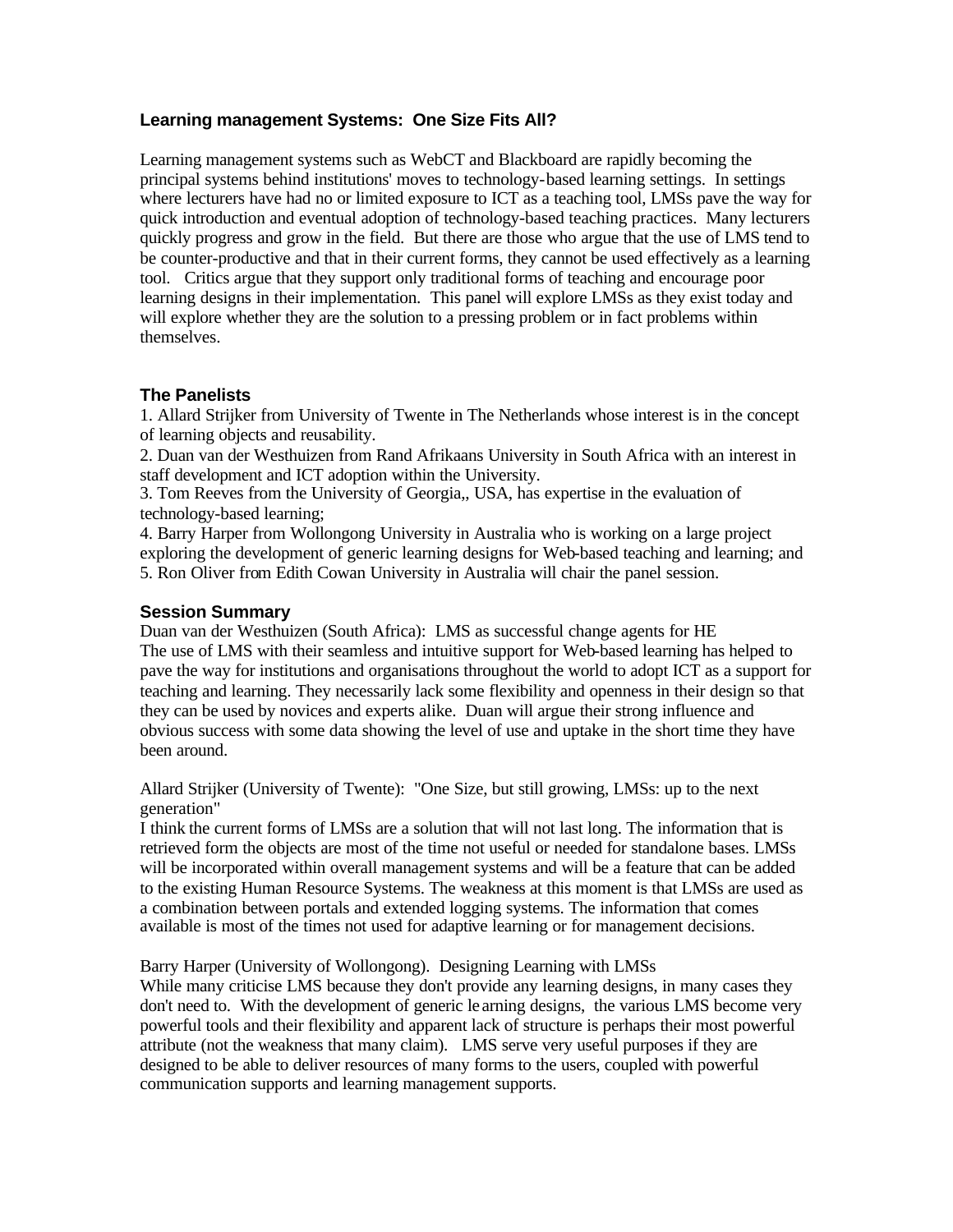## Learning management Systems: One Size Fits All?

Learning management systems such as WebCT and Blackboard are rapidly becoming the principal systems behind institutions' moves to technology-based learning settings. In settings where lecturers have had no or limited exposure to ICT as a teaching tool, LMSs pave the way for quick introduction and eventual adoption of technology-based teaching practices. Many lecturers quickly progress and grow in the field. But there are those who argue that the use of LMS tend to be counter-productive and that in their current forms, they cannot be used effectively as a learning tool. Critics argue that they support only traditional forms of teaching and encourage poor learning designs in their implementation. This panel will explore LMSs as they exist today and will explore whether they are the solution to a pressing problem or in fact problems within themselves.

### The Panelists

1. Allard Strijker from University of Twente in The Netherlands whose interest is in the concept of learning objects and reusability.
2. Duan van der Westhuizen from Rand Afrikaans University in South Africa with an interest in staff development and ICT adoption within the University.
3. Tom Reeves from the University of Georgia,, USA, has expertise in the evaluation of technology-based learning;
4. Barry Harper from Wollongong University in Australia who is working on a large project exploring the development of generic learning designs for Web-based teaching and learning; and
5. Ron Oliver from Edith Cowan University in Australia will chair the panel session.

### Session Summary

Duan van der Westhuizen (South Africa): LMS as successful change agents for HE
The use of LMS with their seamless and intuitive support for Web-based learning has helped to pave the way for institutions and organisations throughout the world to adopt ICT as a support for teaching and learning. They necessarily lack some flexibility and openness in their design so that they can be used by novices and experts alike. Duan will argue their strong influence and obvious success with some data showing the level of use and uptake in the short time they have been around.

Allard Strijker (University of Twente): "One Size, but still growing, LMSs: up to the next generation"
I think the current forms of LMSs are a solution that will not last long. The information that is retrieved form the objects are most of the time not useful or needed for standalone bases. LMSs will be incorporated within overall management systems and will be a feature that can be added to the existing Human Resource Systems. The weakness at this moment is that LMSs are used as a combination between portals and extended logging systems. The information that comes available is most of the times not used for adaptive learning or for management decisions.

Barry Harper (University of Wollongong). Designing Learning with LMSs
While many criticise LMS because they don't provide any learning designs, in many cases they don't need to. With the development of generic learning designs, the various LMS become very powerful tools and their flexibility and apparent lack of structure is perhaps their most powerful attribute (not the weakness that many claim). LMS serve very useful purposes if they are designed to be able to deliver resources of many forms to the users, coupled with powerful communication supports and learning management supports.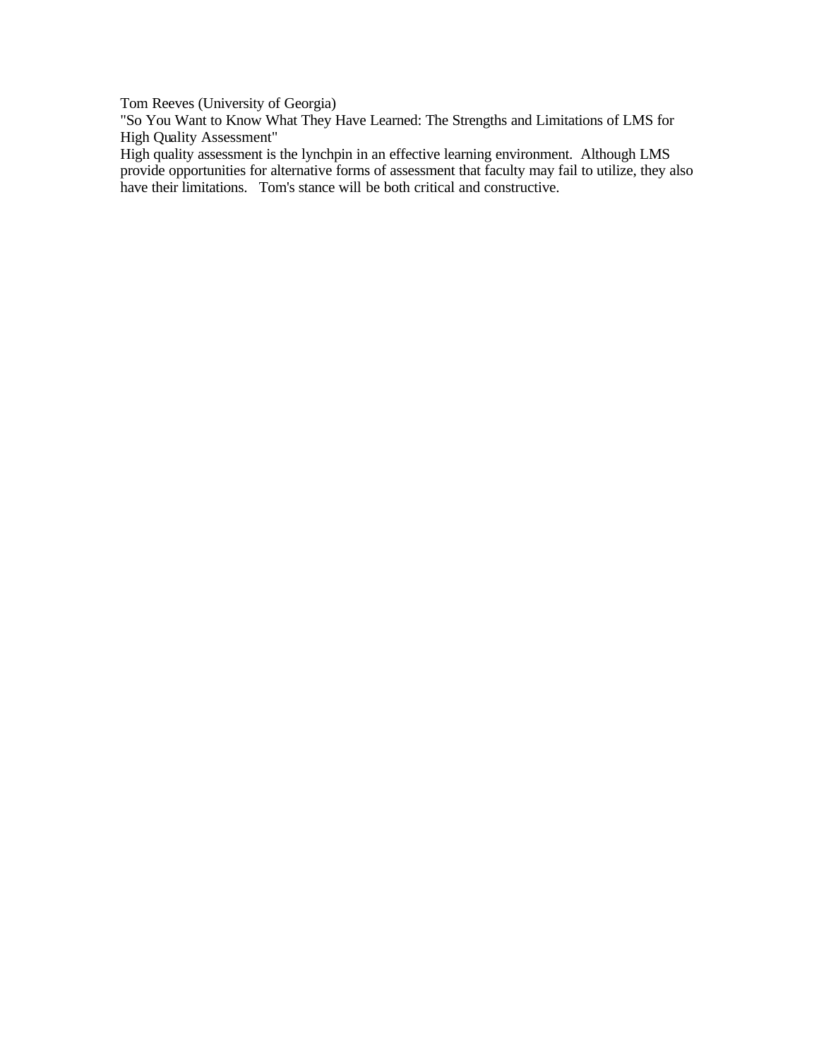Tom Reeves (University of Georgia)

"So You Want to Know What They Have Learned: The Strengths and Limitations of LMS for High Quality Assessment"

High quality assessment is the lynchpin in an effective learning environment. Although LMS provide opportunities for alternative forms of assessment that faculty may fail to utilize, they also have their limitations. Tom's stance will be both critical and constructive.